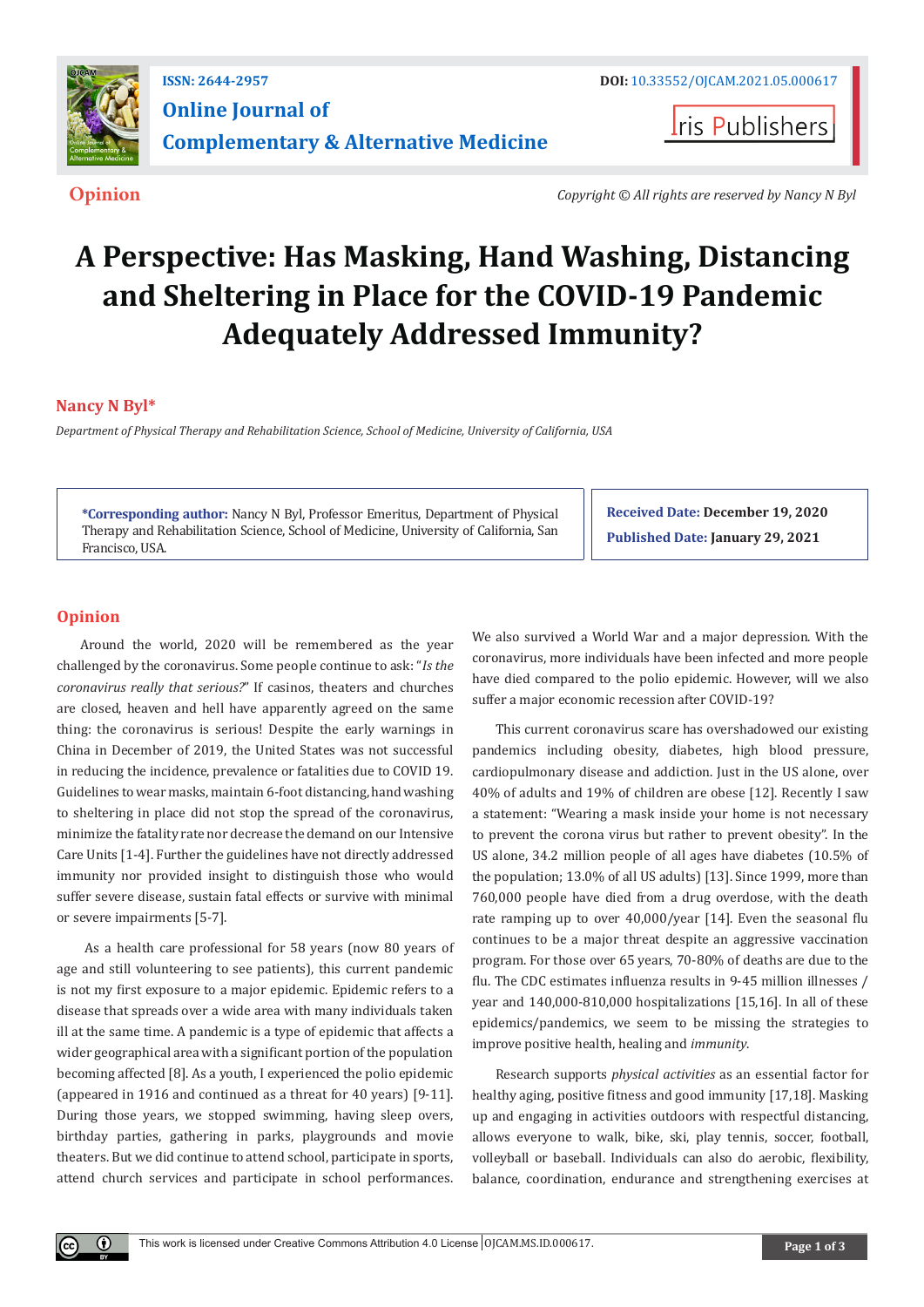ISSN: 2644-2957

DOI: 10.33552/OJCAM.2021.05.000617

# Online Journal of Complementary & Alternative Medicine

Iris Publishers

**Opinion**

*Copyright © All rights are reserved by Nancy N Byl*

# A Perspective: Has Masking, Hand Washing, Distancing and Sheltering in Place for the COVID-19 Pandemic Adequately Addressed Immunity?

**Nancy N Byl***

*Department of Physical Therapy and Rehabilitation Science, School of Medicine, University of California, USA*

**\*Corresponding author:** Nancy N Byl, Professor Emeritus, Department of Physical Therapy and Rehabilitation Science, School of Medicine, University of California, San Francisco, USA.

**Received Date:** December 19, 2020

**Published Date:** January 29, 2021

## Opinion

Around the world, 2020 will be remembered as the year challenged by the coronavirus. Some people continue to ask: "*Is the coronavirus really that serious?*" If casinos, theaters and churches are closed, heaven and hell have apparently agreed on the same thing: the coronavirus is serious! Despite the early warnings in China in December of 2019, the United States was not successful in reducing the incidence, prevalence or fatalities due to COVID 19. Guidelines to wear masks, maintain 6-foot distancing, hand washing to sheltering in place did not stop the spread of the coronavirus, minimize the fatality rate nor decrease the demand on our Intensive Care Units [1-4]. Further the guidelines have not directly addressed immunity nor provided insight to distinguish those who would suffer severe disease, sustain fatal effects or survive with minimal or severe impairments [5-7].

As a health care professional for 58 years (now 80 years of age and still volunteering to see patients), this current pandemic is not my first exposure to a major epidemic. Epidemic refers to a disease that spreads over a wide area with many individuals taken ill at the same time. A pandemic is a type of epidemic that affects a wider geographical area with a significant portion of the population becoming affected [8]. As a youth, I experienced the polio epidemic (appeared in 1916 and continued as a threat for 40 years) [9-11]. During those years, we stopped swimming, having sleep overs, birthday parties, gathering in parks, playgrounds and movie theaters. But we did continue to attend school, participate in sports, attend church services and participate in school performances. We also survived a World War and a major depression. With the coronavirus, more individuals have been infected and more people have died compared to the polio epidemic. However, will we also suffer a major economic recession after COVID-19?

This current coronavirus scare has overshadowed our existing pandemics including obesity, diabetes, high blood pressure, cardiopulmonary disease and addiction. Just in the US alone, over 40% of adults and 19% of children are obese [12]. Recently I saw a statement: "Wearing a mask inside your home is not necessary to prevent the corona virus but rather to prevent obesity". In the US alone, 34.2 million people of all ages have diabetes (10.5% of the population; 13.0% of all US adults) [13]. Since 1999, more than 760,000 people have died from a drug overdose, with the death rate ramping up to over 40,000/year [14]. Even the seasonal flu continues to be a major threat despite an aggressive vaccination program. For those over 65 years, 70-80% of deaths are due to the flu. The CDC estimates influenza results in 9-45 million illnesses / year and 140,000-810,000 hospitalizations [15,16]. In all of these epidemics/pandemics, we seem to be missing the strategies to improve positive health, healing and *immunity*.

Research supports *physical activities* as an essential factor for healthy aging, positive fitness and good immunity [17,18]. Masking up and engaging in activities outdoors with respectful distancing, allows everyone to walk, bike, ski, play tennis, soccer, football, volleyball or baseball. Individuals can also do aerobic, flexibility, balance, coordination, endurance and strengthening exercises at

This work is licensed under Creative Commons Attribution 4.0 License OJCAM.MS.ID.000617.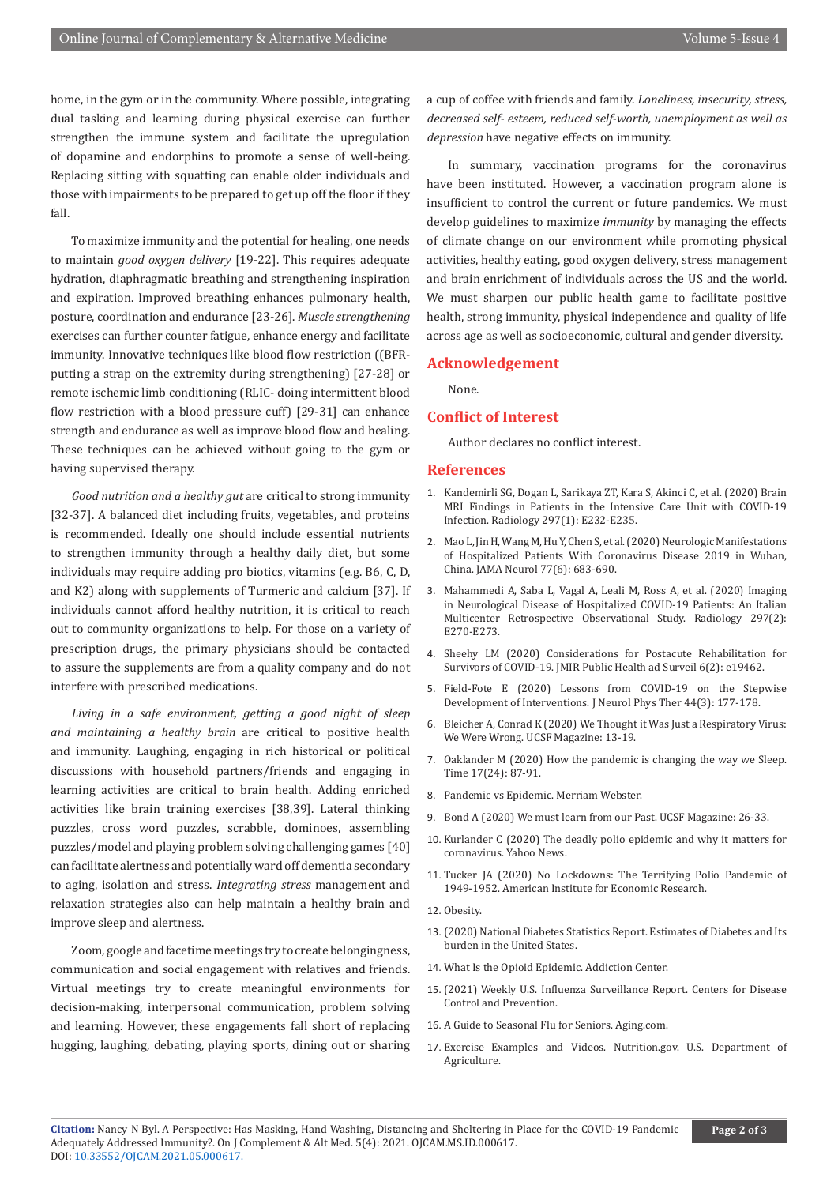home, in the gym or in the community. Where possible, integrating dual tasking and learning during physical exercise can further strengthen the immune system and facilitate the upregulation of dopamine and endorphins to promote a sense of well-being. Replacing sitting with squatting can enable older individuals and those with impairments to be prepared to get up off the floor if they fall.

To maximize immunity and the potential for healing, one needs to maintain *good oxygen delivery* [19-22]. This requires adequate hydration, diaphragmatic breathing and strengthening inspiration and expiration. Improved breathing enhances pulmonary health, posture, coordination and endurance [23-26]. *Muscle strengthening* exercises can further counter fatigue, enhance energy and facilitate immunity. Innovative techniques like blood flow restriction ((BFR- putting a strap on the extremity during strengthening) [27-28] or remote ischemic limb conditioning (RLIC- doing intermittent blood flow restriction with a blood pressure cuff) [29-31] can enhance strength and endurance as well as improve blood flow and healing. These techniques can be achieved without going to the gym or having supervised therapy.

*Good nutrition and a healthy gut* are critical to strong immunity [32-37]. A balanced diet including fruits, vegetables, and proteins is recommended. Ideally one should include essential nutrients to strengthen immunity through a healthy daily diet, but some individuals may require adding pro biotics, vitamins (e.g. B6, C, D, and K2) along with supplements of Turmeric and calcium [37]. If individuals cannot afford healthy nutrition, it is critical to reach out to community organizations to help. For those on a variety of prescription drugs, the primary physicians should be contacted to assure the supplements are from a quality company and do not interfere with prescribed medications.

*Living in a safe environment, getting a good night of sleep and maintaining a healthy brain* are critical to positive health and immunity. Laughing, engaging in rich historical or political discussions with household partners/friends and engaging in learning activities are critical to brain health. Adding enriched activities like brain training exercises [38,39]. Lateral thinking puzzles, cross word puzzles, scrabble, dominoes, assembling puzzles/model and playing problem solving challenging games [40] can facilitate alertness and potentially ward off dementia secondary to aging, isolation and stress. *Integrating stress* management and relaxation strategies also can help maintain a healthy brain and improve sleep and alertness.

Zoom, google and facetime meetings try to create belongingness, communication and social engagement with relatives and friends. Virtual meetings try to create meaningful environments for decision-making, interpersonal communication, problem solving and learning. However, these engagements fall short of replacing hugging, laughing, debating, playing sports, dining out or sharing a cup of coffee with friends and family. *Loneliness, insecurity, stress, decreased self- esteem, reduced self-worth, unemployment as well as depression* have negative effects on immunity.

In summary, vaccination programs for the coronavirus have been instituted. However, a vaccination program alone is insufficient to control the current or future pandemics. We must develop guidelines to maximize *immunity* by managing the effects of climate change on our environment while promoting physical activities, healthy eating, good oxygen delivery, stress management and brain enrichment of individuals across the US and the world. We must sharpen our public health game to facilitate positive health, strong immunity, physical independence and quality of life across age as well as socioeconomic, cultural and gender diversity.

## Acknowledgement

None.

## Conflict of Interest

Author declares no conflict interest.

## References

1. Kandemirli SG, Dogan L, Sarikaya ZT, Kara S, Akinci C, et al. (2020) Brain MRI Findings in Patients in the Intensive Care Unit with COVID-19 Infection. Radiology 297(1): E232-E235.
2. Mao L, Jin H, Wang M, Hu Y, Chen S, et al. (2020) Neurologic Manifestations of Hospitalized Patients With Coronavirus Disease 2019 in Wuhan, China. JAMA Neurol 77(6): 683-690.
3. Mahammedi A, Saba L, Vagal A, Leali M, Ross A, et al. (2020) Imaging in Neurological Disease of Hospitalized COVID-19 Patients: An Italian Multicenter Retrospective Observational Study. Radiology 297(2): E270-E273.
4. Sheehy LM (2020) Considerations for Postacute Rehabilitation for Survivors of COVID-19. JMIR Public Health ad Surveil 6(2): e19462.
5. Field-Fote E (2020) Lessons from COVID-19 on the Stepwise Development of Interventions. J Neurol Phys Ther 44(3): 177-178.
6. Bleicher A, Conrad K (2020) We Thought it Was Just a Respiratory Virus: We Were Wrong. UCSF Magazine: 13-19.
7. Oaklander M (2020) How the pandemic is changing the way we Sleep. Time 17(24): 87-91.
8. Pandemic vs Epidemic. Merriam Webster.
9. Bond A (2020) We must learn from our Past. UCSF Magazine: 26-33.
10. Kurlander C (2020) The deadly polio epidemic and why it matters for coronavirus. Yahoo News.
11. Tucker JA (2020) No Lockdowns: The Terrifying Polio Pandemic of 1949-1952. American Institute for Economic Research.
12. Obesity.
13. (2020) National Diabetes Statistics Report. Estimates of Diabetes and Its burden in the United States.
14. What Is the Opioid Epidemic. Addiction Center.
15. (2021) Weekly U.S. Influenza Surveillance Report. Centers for Disease Control and Prevention.
16. A Guide to Seasonal Flu for Seniors. Aging.com.
17. Exercise Examples and Videos. Nutrition.gov. U.S. Department of Agriculture.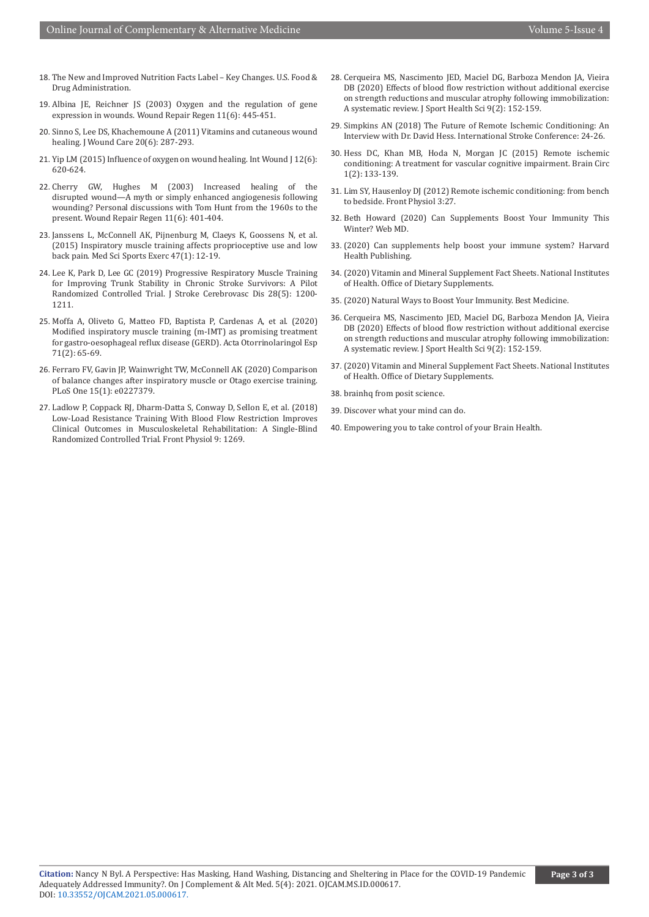18. The New and Improved Nutrition Facts Label – Key Changes. U.S. Food & Drug Administration.

19. Albina JE, Reichner JS (2003) Oxygen and the regulation of gene expression in wounds. Wound Repair Regen 11(6): 445-451.

20. Sinno S, Lee DS, Khachemoune A (2011) Vitamins and cutaneous wound healing. J Wound Care 20(6): 287-293.

21. Yip LM (2015) Influence of oxygen on wound healing. Int Wound J 12(6): 620-624.

22. Cherry GW, Hughes M (2003) Increased healing of the disrupted wound—A myth or simply enhanced angiogenesis following wounding? Personal discussions with Tom Hunt from the 1960s to the present. Wound Repair Regen 11(6): 401-404.

23. Janssens L, McConnell AK, Pijnenburg M, Claeys K, Goossens N, et al. (2015) Inspiratory muscle training affects proprioceptive use and low back pain. Med Sci Sports Exerc 47(1): 12-19.

24. Lee K, Park D, Lee GC (2019) Progressive Respiratory Muscle Training for Improving Trunk Stability in Chronic Stroke Survivors: A Pilot Randomized Controlled Trial. J Stroke Cerebrovasc Dis 28(5): 1200-1211.

25. Moffa A, Oliveto G, Matteo FD, Baptista P, Cardenas A, et al. (2020) Modified inspiratory muscle training (m-IMT) as promising treatment for gastro-oesophageal reflux disease (GERD). Acta Otorrinolaringol Esp 71(2): 65-69.

26. Ferraro FV, Gavin JP, Wainwright TW, McConnell AK (2020) Comparison of balance changes after inspiratory muscle or Otago exercise training. PLoS One 15(1): e0227379.

27. Ladlow P, Coppack RJ, Dharm-Datta S, Conway D, Sellon E, et al. (2018) Low-Load Resistance Training With Blood Flow Restriction Improves Clinical Outcomes in Musculoskeletal Rehabilitation: A Single-Blind Randomized Controlled Trial. Front Physiol 9: 1269.

28. Cerqueira MS, Nascimento JED, Maciel DG, Barboza Mendon JA, Vieira DB (2020) Effects of blood flow restriction without additional exercise on strength reductions and muscular atrophy following immobilization: A systematic review. J Sport Health Sci 9(2): 152-159.

29. Simpkins AN (2018) The Future of Remote Ischemic Conditioning: An Interview with Dr. David Hess. International Stroke Conference: 24-26.

30. Hess DC, Khan MB, Hoda N, Morgan JC (2015) Remote ischemic conditioning: A treatment for vascular cognitive impairment. Brain Circ 1(2): 133-139.

31. Lim SY, Hausenloy DJ (2012) Remote ischemic conditioning: from bench to bedside. Front Physiol 3:27.

32. Beth Howard (2020) Can Supplements Boost Your Immunity This Winter? Web MD.

33. (2020) Can supplements help boost your immune system? Harvard Health Publishing.

34. (2020) Vitamin and Mineral Supplement Fact Sheets. National Institutes of Health. Office of Dietary Supplements.

35. (2020) Natural Ways to Boost Your Immunity. Best Medicine.

36. Cerqueira MS, Nascimento JED, Maciel DG, Barboza Mendon JA, Vieira DB (2020) Effects of blood flow restriction without additional exercise on strength reductions and muscular atrophy following immobilization: A systematic review. J Sport Health Sci 9(2): 152-159.

37. (2020) Vitamin and Mineral Supplement Fact Sheets. National Institutes of Health. Office of Dietary Supplements.

38. brainhq from posit science.

39. Discover what your mind can do.

40. Empowering you to take control of your Brain Health.

**Citation:** Nancy N Byl. A Perspective: Has Masking, Hand Washing, Distancing and Sheltering in Place for the COVID-19 Pandemic Adequately Addressed Immunity?. On J Complement & Alt Med. 5(4): 2021. OJCAM.MS.ID.000617. DOI: 10.33552/OJCAM.2021.05.000617.